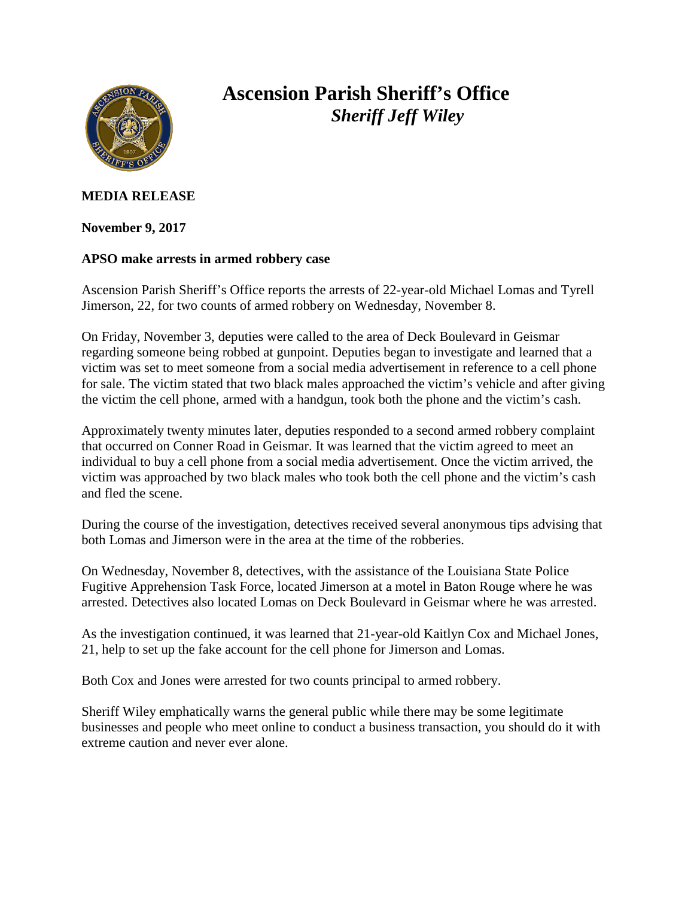# Ascension Parish Sheriff's Office

## *Sheriff Jeff Wiley*

**MEDIA RELEASE**

**November 9, 2017**

**APSO make arrests in armed robbery case**

Ascension Parish Sheriff's Office reports the arrests of 22-year-old Michael Lomas and Tyrell Jimerson, 22, for two counts of armed robbery on Wednesday, November 8.

On Friday, November 3, deputies were called to the area of Deck Boulevard in Geismar regarding someone being robbed at gunpoint. Deputies began to investigate and learned that a victim was set to meet someone from a social media advertisement in reference to a cell phone for sale. The victim stated that two black males approached the victim's vehicle and after giving the victim the cell phone, armed with a handgun, took both the phone and the victim's cash.

Approximately twenty minutes later, deputies responded to a second armed robbery complaint that occurred on Conner Road in Geismar. It was learned that the victim agreed to meet an individual to buy a cell phone from a social media advertisement. Once the victim arrived, the victim was approached by two black males who took both the cell phone and the victim's cash and fled the scene.

During the course of the investigation, detectives received several anonymous tips advising that both Lomas and Jimerson were in the area at the time of the robberies.

On Wednesday, November 8, detectives, with the assistance of the Louisiana State Police Fugitive Apprehension Task Force, located Jimerson at a motel in Baton Rouge where he was arrested. Detectives also located Lomas on Deck Boulevard in Geismar where he was arrested.

As the investigation continued, it was learned that 21-year-old Kaitlyn Cox and Michael Jones, 21, help to set up the fake account for the cell phone for Jimerson and Lomas.

Both Cox and Jones were arrested for two counts principal to armed robbery.

Sheriff Wiley emphatically warns the general public while there may be some legitimate businesses and people who meet online to conduct a business transaction, you should do it with extreme caution and never ever alone.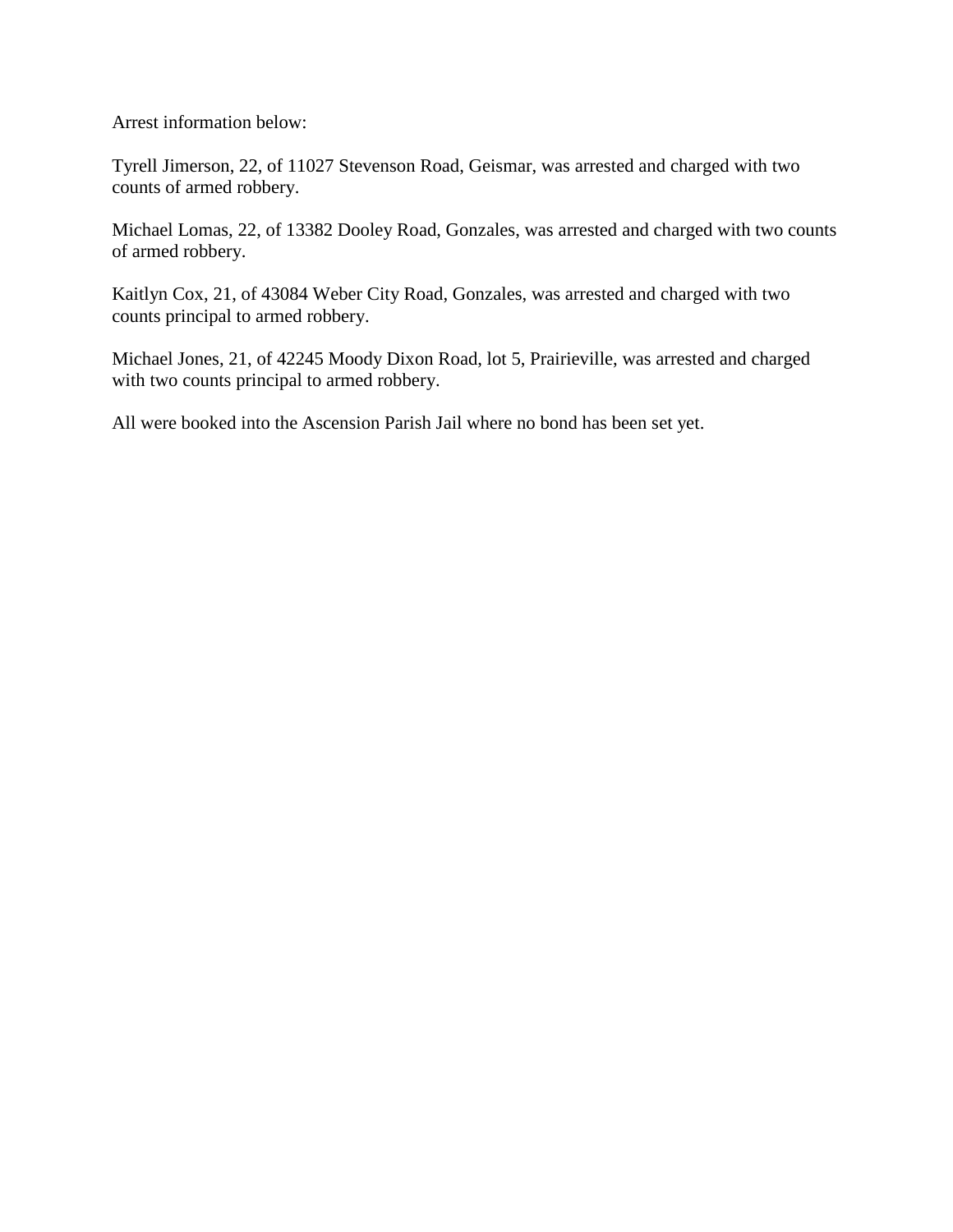Arrest information below:

Tyrell Jimerson, 22, of 11027 Stevenson Road, Geismar, was arrested and charged with two counts of armed robbery.

Michael Lomas, 22, of 13382 Dooley Road, Gonzales, was arrested and charged with two counts of armed robbery.

Kaitlyn Cox, 21, of 43084 Weber City Road, Gonzales, was arrested and charged with two counts principal to armed robbery.

Michael Jones, 21, of 42245 Moody Dixon Road, lot 5, Prairieville, was arrested and charged with two counts principal to armed robbery.

All were booked into the Ascension Parish Jail where no bond has been set yet.